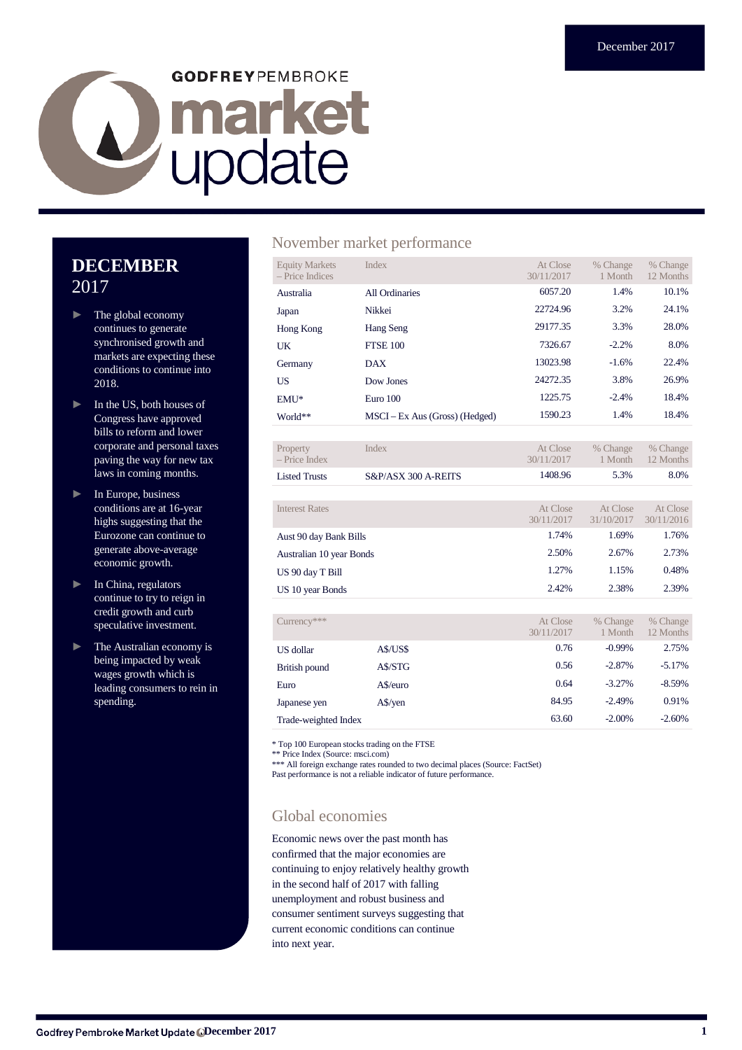December 2017

GODFREYPEMBROKE

# market update

## DECEMBER 2017

- The global economy continues to generate synchronised growth and markets are expecting these conditions to continue into 2018.
- In the US, both houses of Congress have approved bills to reform and lower corporate and personal taxes paving the way for new tax laws in coming months.
- In Europe, business conditions are at 16-year highs suggesting that the Eurozone can continue to generate above-average economic growth.
- In China, regulators continue to try to reign in credit growth and curb speculative investment.
- The Australian economy is being impacted by weak wages growth which is leading consumers to rein in spending.

## November market performance

| Equity Markets – Price Indices | Index | At Close 30/11/2017 | % Change 1 Month | % Change 12 Months |
|---|---|---|---|---|
| Australia | All Ordinaries | 6057.20 | 1.4% | 10.1% |
| Japan | Nikkei | 22724.96 | 3.2% | 24.1% |
| Hong Kong | Hang Seng | 29177.35 | 3.3% | 28.0% |
| UK | FTSE 100 | 7326.67 | -2.2% | 8.0% |
| Germany | DAX | 13023.98 | -1.6% | 22.4% |
| US | Dow Jones | 24272.35 | 3.8% | 26.9% |
| EMU* | Euro 100 | 1225.75 | -2.4% | 18.4% |
| World** | MSCI – Ex Aus (Gross) (Hedged) | 1590.23 | 1.4% | 18.4% |

| Property – Price Index | Index | At Close 30/11/2017 | % Change 1 Month | % Change 12 Months |
|---|---|---|---|---|
| Listed Trusts | S&P/ASX 300 A-REITS | 1408.96 | 5.3% | 8.0% |

| Interest Rates | At Close 30/11/2017 | At Close 31/10/2017 | At Close 30/11/2016 |
|---|---|---|---|
| Aust 90 day Bank Bills | 1.74% | 1.69% | 1.76% |
| Australian 10 year Bonds | 2.50% | 2.67% | 2.73% |
| US 90 day T Bill | 1.27% | 1.15% | 0.48% |
| US 10 year Bonds | 2.42% | 2.38% | 2.39% |

| Currency*** | | At Close 30/11/2017 | % Change 1 Month | % Change 12 Months |
|---|---|---|---|---|
| US dollar | A$/US$ | 0.76 | -0.99% | 2.75% |
| British pound | A$/STG | 0.56 | -2.87% | -5.17% |
| Euro | A$/euro | 0.64 | -3.27% | -8.59% |
| Japanese yen | A$/yen | 84.95 | -2.49% | 0.91% |
| Trade-weighted Index | | 63.60 | -2.00% | -2.60% |

\* Top 100 European stocks trading on the FTSE
** Price Index (Source: msci.com)
*** All foreign exchange rates rounded to two decimal places (Source: FactSet)
Past performance is not a reliable indicator of future performance.

## Global economies

Economic news over the past month has confirmed that the major economies are continuing to enjoy relatively healthy growth in the second half of 2017 with falling unemployment and robust business and consumer sentiment surveys suggesting that current economic conditions can continue into next year.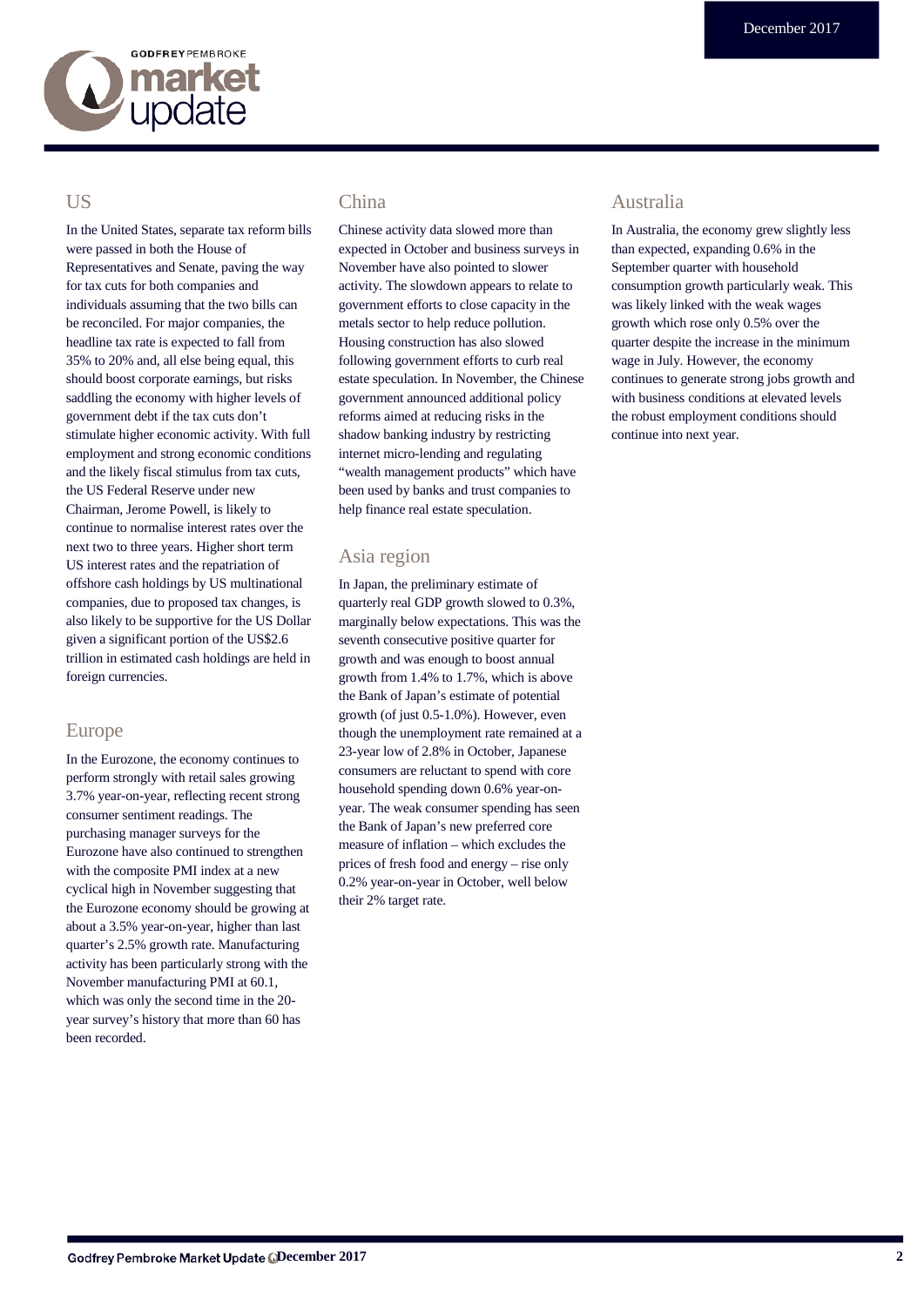## US

In the United States, separate tax reform bills were passed in both the House of Representatives and Senate, paving the way for tax cuts for both companies and individuals assuming that the two bills can be reconciled. For major companies, the headline tax rate is expected to fall from 35% to 20% and, all else being equal, this should boost corporate earnings, but risks saddling the economy with higher levels of government debt if the tax cuts don't stimulate higher economic activity. With full employment and strong economic conditions and the likely fiscal stimulus from tax cuts, the US Federal Reserve under new Chairman, Jerome Powell, is likely to continue to normalise interest rates over the next two to three years. Higher short term US interest rates and the repatriation of offshore cash holdings by US multinational companies, due to proposed tax changes, is also likely to be supportive for the US Dollar given a significant portion of the US$2.6 trillion in estimated cash holdings are held in foreign currencies.

## Europe

In the Eurozone, the economy continues to perform strongly with retail sales growing 3.7% year-on-year, reflecting recent strong consumer sentiment readings. The purchasing manager surveys for the Eurozone have also continued to strengthen with the composite PMI index at a new cyclical high in November suggesting that the Eurozone economy should be growing at about a 3.5% year-on-year, higher than last quarter's 2.5% growth rate. Manufacturing activity has been particularly strong with the November manufacturing PMI at 60.1, which was only the second time in the 20-year survey's history that more than 60 has been recorded.

## China

Chinese activity data slowed more than expected in October and business surveys in November have also pointed to slower activity. The slowdown appears to relate to government efforts to close capacity in the metals sector to help reduce pollution. Housing construction has also slowed following government efforts to curb real estate speculation. In November, the Chinese government announced additional policy reforms aimed at reducing risks in the shadow banking industry by restricting internet micro-lending and regulating "wealth management products" which have been used by banks and trust companies to help finance real estate speculation.

## Asia region

In Japan, the preliminary estimate of quarterly real GDP growth slowed to 0.3%, marginally below expectations. This was the seventh consecutive positive quarter for growth and was enough to boost annual growth from 1.4% to 1.7%, which is above the Bank of Japan's estimate of potential growth (of just 0.5-1.0%). However, even though the unemployment rate remained at a 23-year low of 2.8% in October, Japanese consumers are reluctant to spend with core household spending down 0.6% year-on-year. The weak consumer spending has seen the Bank of Japan's new preferred core measure of inflation – which excludes the prices of fresh food and energy – rise only 0.2% year-on-year in October, well below their 2% target rate.

## Australia

In Australia, the economy grew slightly less than expected, expanding 0.6% in the September quarter with household consumption growth particularly weak. This was likely linked with the weak wages growth which rose only 0.5% over the quarter despite the increase in the minimum wage in July. However, the economy continues to generate strong jobs growth and with business conditions at elevated levels the robust employment conditions should continue into next year.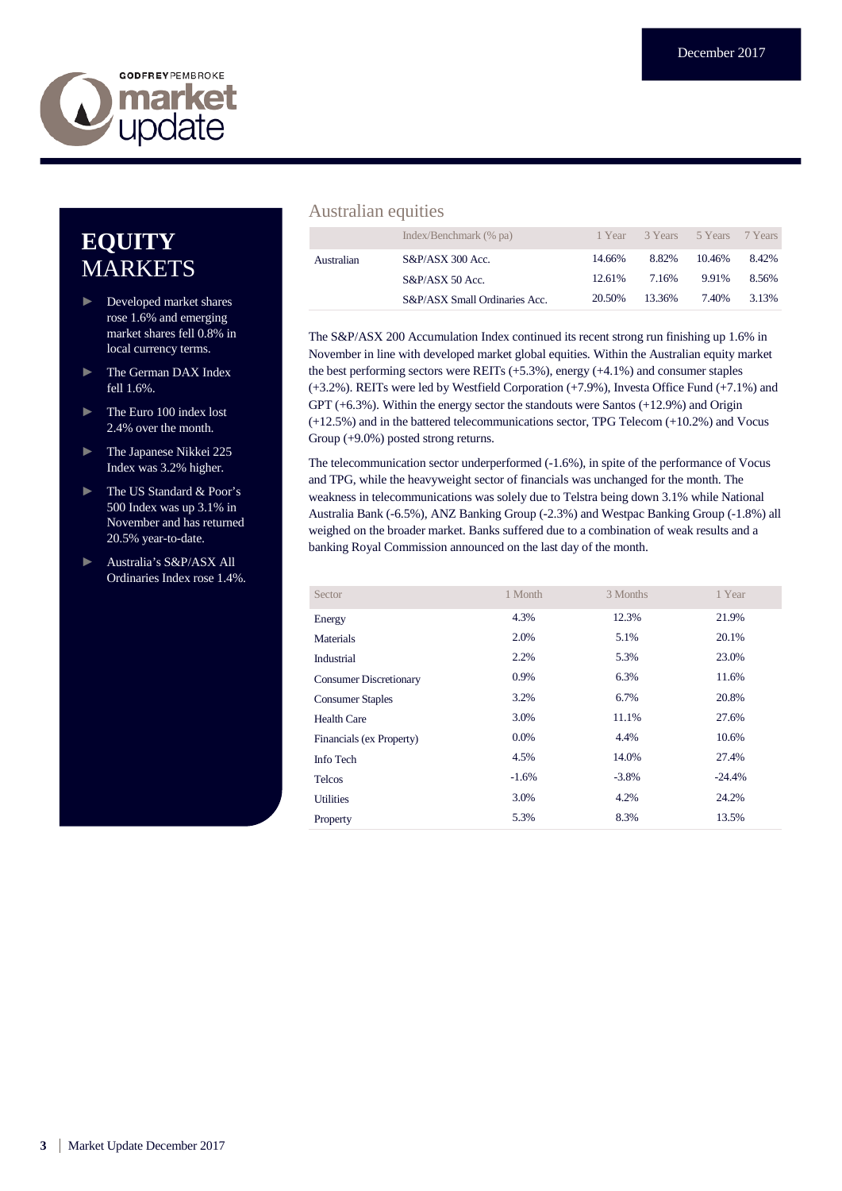# EQUITY MARKETS

- Developed market shares rose 1.6% and emerging market shares fell 0.8% in local currency terms.
- The German DAX Index fell 1.6%.
- The Euro 100 index lost 2.4% over the month.
- The Japanese Nikkei 225 Index was 3.2% higher.
- The US Standard & Poor's 500 Index was up 3.1% in November and has returned 20.5% year-to-date.
- Australia's S&P/ASX All Ordinaries Index rose 1.4%.

## Australian equities

| | Index/Benchmark (% pa) | 1 Year | 3 Years | 5 Years | 7 Years |
|---|---|---|---|---|---|
| Australian | S&P/ASX 300 Acc. | 14.66% | 8.82% | 10.46% | 8.42% |
| | S&P/ASX 50 Acc. | 12.61% | 7.16% | 9.91% | 8.56% |
| | S&P/ASX Small Ordinaries Acc. | 20.50% | 13.36% | 7.40% | 3.13% |

The S&P/ASX 200 Accumulation Index continued its recent strong run finishing up 1.6% in November in line with developed market global equities. Within the Australian equity market the best performing sectors were REITs (+5.3%), energy (+4.1%) and consumer staples (+3.2%). REITs were led by Westfield Corporation (+7.9%), Investa Office Fund (+7.1%) and GPT (+6.3%). Within the energy sector the standouts were Santos (+12.9%) and Origin (+12.5%) and in the battered telecommunications sector, TPG Telecom (+10.2%) and Vocus Group (+9.0%) posted strong returns.

The telecommunication sector underperformed (-1.6%), in spite of the performance of Vocus and TPG, while the heavyweight sector of financials was unchanged for the month. The weakness in telecommunications was solely due to Telstra being down 3.1% while National Australia Bank (-6.5%), ANZ Banking Group (-2.3%) and Westpac Banking Group (-1.8%) all weighed on the broader market. Banks suffered due to a combination of weak results and a banking Royal Commission announced on the last day of the month.

| Sector | 1 Month | 3 Months | 1 Year |
|---|---|---|---|
| Energy | 4.3% | 12.3% | 21.9% |
| Materials | 2.0% | 5.1% | 20.1% |
| Industrial | 2.2% | 5.3% | 23.0% |
| Consumer Discretionary | 0.9% | 6.3% | 11.6% |
| Consumer Staples | 3.2% | 6.7% | 20.8% |
| Health Care | 3.0% | 11.1% | 27.6% |
| Financials (ex Property) | 0.0% | 4.4% | 10.6% |
| Info Tech | 4.5% | 14.0% | 27.4% |
| Telcos | -1.6% | -3.8% | -24.4% |
| Utilities | 3.0% | 4.2% | 24.2% |
| Property | 5.3% | 8.3% | 13.5% |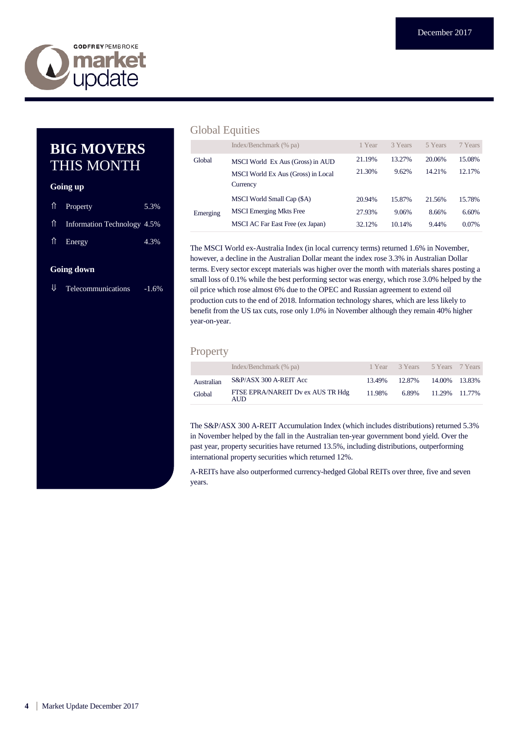# BIG MOVERS THIS MONTH

**Going up**

- ⇑ Property 5.3%
- ⇑ Information Technology 4.5%
- ⇑ Energy 4.3%

**Going down**

- ⇓ Telecommunications -1.6%

## Global Equities

| | Index/Benchmark (% pa) | 1 Year | 3 Years | 5 Years | 7 Years |
|---|---|---|---|---|---|
| Global | MSCI World Ex Aus (Gross) in AUD | 21.19% | 13.27% | 20.06% | 15.08% |
| | MSCI World Ex Aus (Gross) in Local Currency | 21.30% | 9.62% | 14.21% | 12.17% |
| | MSCI World Small Cap ($A) | 20.94% | 15.87% | 21.56% | 15.78% |
| Emerging | MSCI Emerging Mkts Free | 27.93% | 9.06% | 8.66% | 6.60% |
| | MSCI AC Far East Free (ex Japan) | 32.12% | 10.14% | 9.44% | 0.07% |

The MSCI World ex-Australia Index (in local currency terms) returned 1.6% in November, however, a decline in the Australian Dollar meant the index rose 3.3% in Australian Dollar terms. Every sector except materials was higher over the month with materials shares posting a small loss of 0.1% while the best performing sector was energy, which rose 3.0% helped by the oil price which rose almost 6% due to the OPEC and Russian agreement to extend oil production cuts to the end of 2018. Information technology shares, which are less likely to benefit from the US tax cuts, rose only 1.0% in November although they remain 40% higher year-on-year.

## Property

| | Index/Benchmark (% pa) | 1 Year | 3 Years | 5 Years | 7 Years |
|---|---|---|---|---|---|
| Australian | S&P/ASX 300 A-REIT Acc | 13.49% | 12.87% | 14.00% | 13.83% |
| Global | FTSE EPRA/NAREIT Dv ex AUS TR Hdg AUD | 11.98% | 6.89% | 11.29% | 11.77% |

The S&P/ASX 300 A-REIT Accumulation Index (which includes distributions) returned 5.3% in November helped by the fall in the Australian ten-year government bond yield. Over the past year, property securities have returned 13.5%, including distributions, outperforming international property securities which returned 12%.

A-REITs have also outperformed currency-hedged Global REITs over three, five and seven years.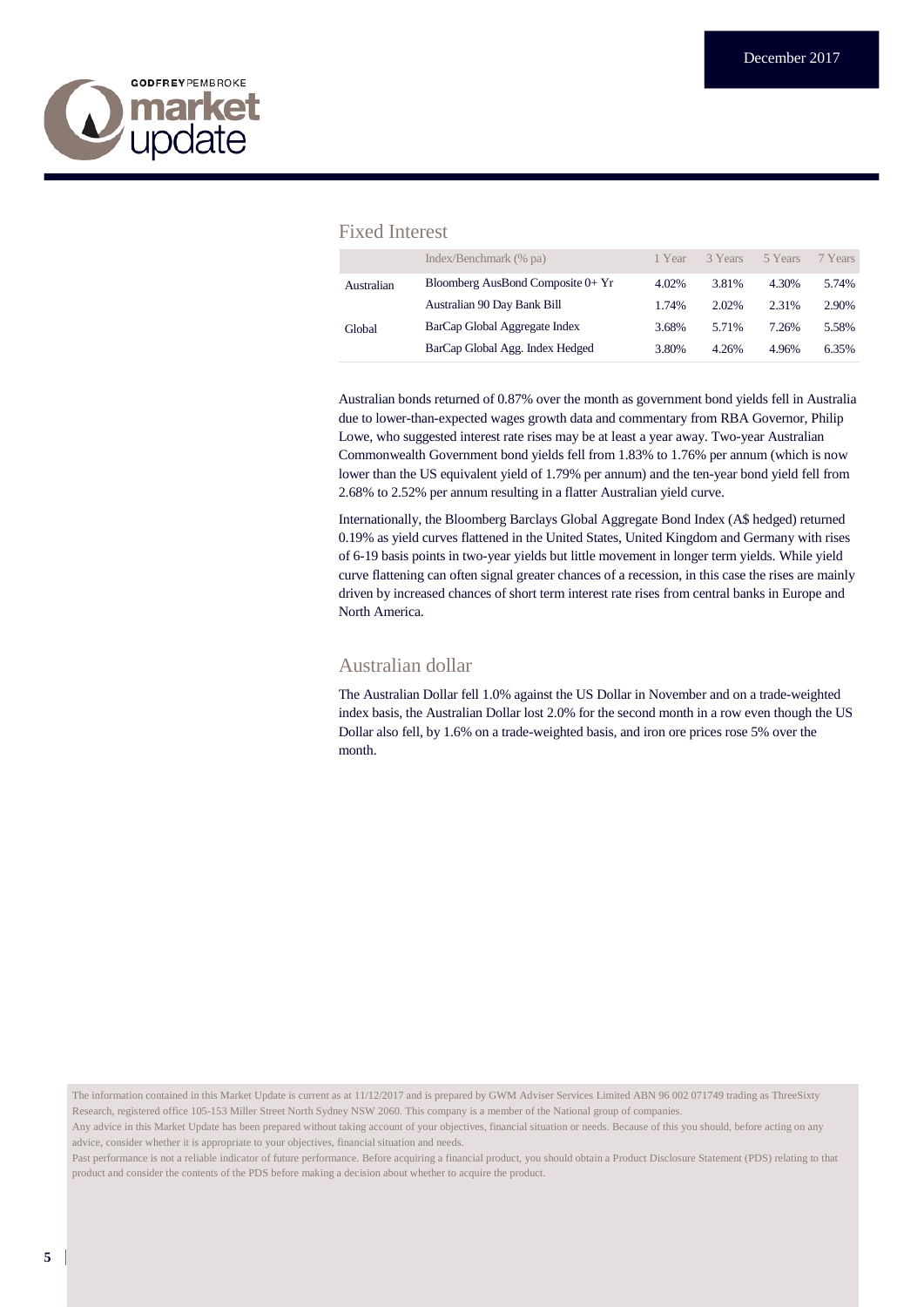## Fixed Interest

| | Index/Benchmark (% pa) | 1 Year | 3 Years | 5 Years | 7 Years |
|---|---|---|---|---|---|
| Australian | Bloomberg AusBond Composite 0+ Yr | 4.02% | 3.81% | 4.30% | 5.74% |
| | Australian 90 Day Bank Bill | 1.74% | 2.02% | 2.31% | 2.90% |
| Global | BarCap Global Aggregate Index | 3.68% | 5.71% | 7.26% | 5.58% |
| | BarCap Global Agg. Index Hedged | 3.80% | 4.26% | 4.96% | 6.35% |

Australian bonds returned of 0.87% over the month as government bond yields fell in Australia due to lower-than-expected wages growth data and commentary from RBA Governor, Philip Lowe, who suggested interest rate rises may be at least a year away. Two-year Australian Commonwealth Government bond yields fell from 1.83% to 1.76% per annum (which is now lower than the US equivalent yield of 1.79% per annum) and the ten-year bond yield fell from 2.68% to 2.52% per annum resulting in a flatter Australian yield curve.

Internationally, the Bloomberg Barclays Global Aggregate Bond Index (A$ hedged) returned 0.19% as yield curves flattened in the United States, United Kingdom and Germany with rises of 6-19 basis points in two-year yields but little movement in longer term yields. While yield curve flattening can often signal greater chances of a recession, in this case the rises are mainly driven by increased chances of short term interest rate rises from central banks in Europe and North America.

## Australian dollar

The Australian Dollar fell 1.0% against the US Dollar in November and on a trade-weighted index basis, the Australian Dollar lost 2.0% for the second month in a row even though the US Dollar also fell, by 1.6% on a trade-weighted basis, and iron ore prices rose 5% over the month.

The information contained in this Market Update is current as at 11/12/2017 and is prepared by GWM Adviser Services Limited ABN 96 002 071749 trading as ThreeSixty Research, registered office 105-153 Miller Street North Sydney NSW 2060. This company is a member of the National group of companies.

Any advice in this Market Update has been prepared without taking account of your objectives, financial situation or needs. Because of this you should, before acting on any advice, consider whether it is appropriate to your objectives, financial situation and needs.

Past performance is not a reliable indicator of future performance. Before acquiring a financial product, you should obtain a Product Disclosure Statement (PDS) relating to that product and consider the contents of the PDS before making a decision about whether to acquire the product.